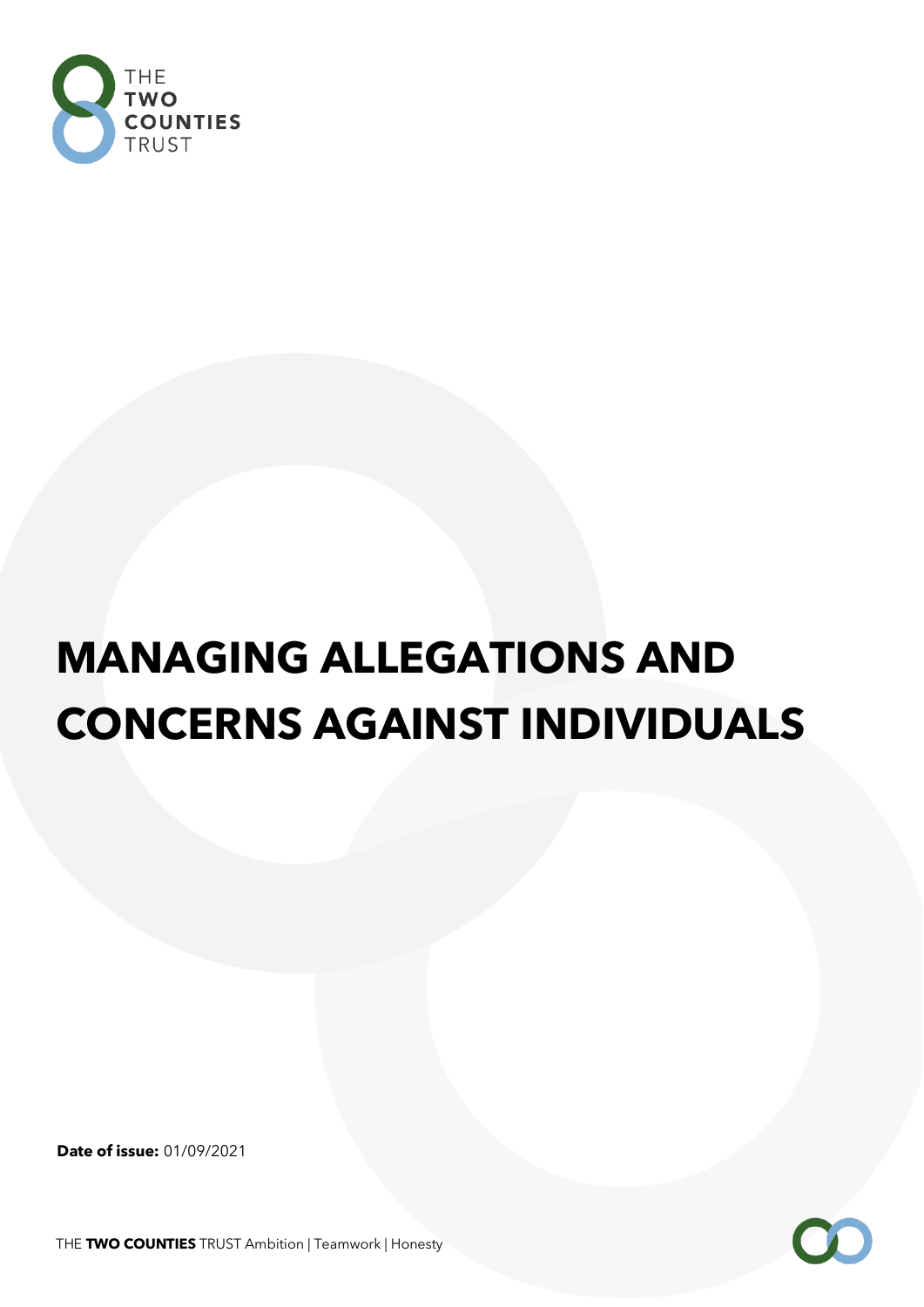# MANAGING ALLEGATIONS AND CONCERNS AGAINST INDIVIDUALS

**Date of issue:** 01/09/2021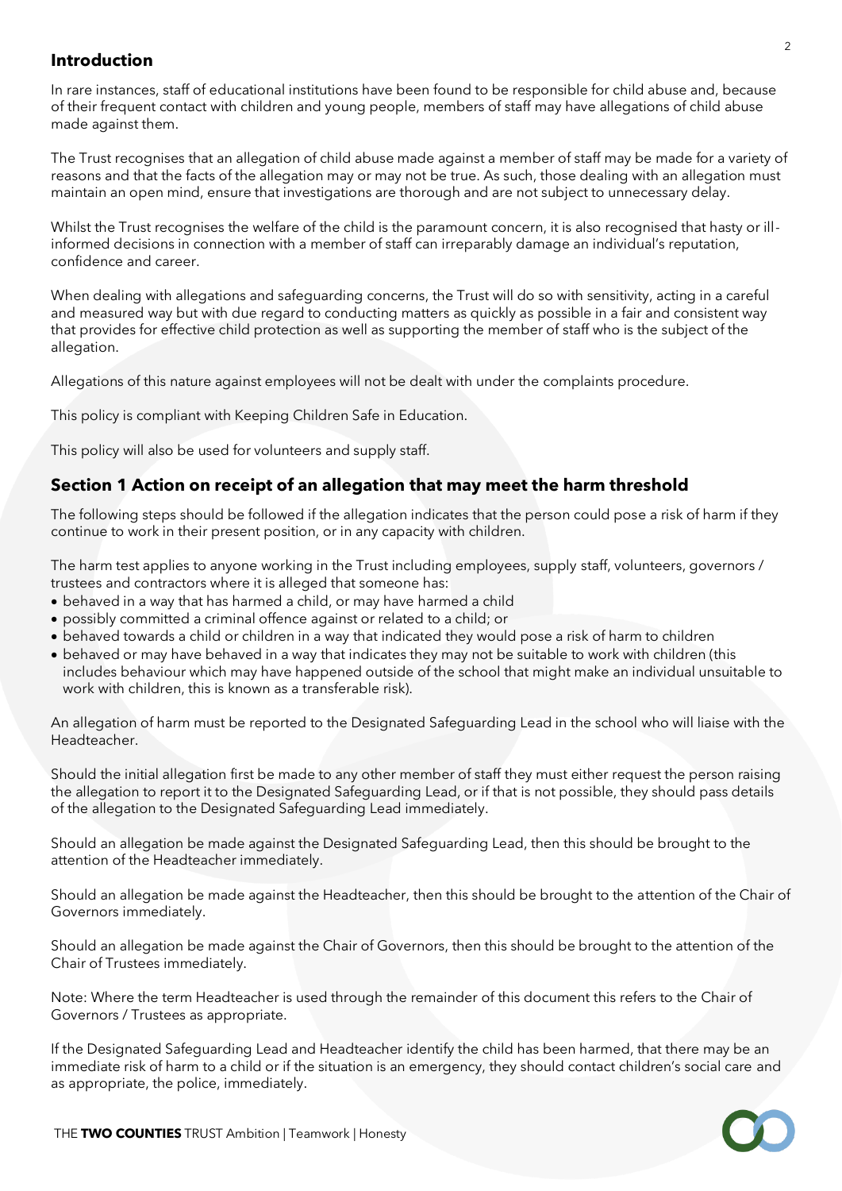## Introduction

In rare instances, staff of educational institutions have been found to be responsible for child abuse and, because of their frequent contact with children and young people, members of staff may have allegations of child abuse made against them.

The Trust recognises that an allegation of child abuse made against a member of staff may be made for a variety of reasons and that the facts of the allegation may or may not be true. As such, those dealing with an allegation must maintain an open mind, ensure that investigations are thorough and are not subject to unnecessary delay.

Whilst the Trust recognises the welfare of the child is the paramount concern, it is also recognised that hasty or ill-informed decisions in connection with a member of staff can irreparably damage an individual's reputation, confidence and career.

When dealing with allegations and safeguarding concerns, the Trust will do so with sensitivity, acting in a careful and measured way but with due regard to conducting matters as quickly as possible in a fair and consistent way that provides for effective child protection as well as supporting the member of staff who is the subject of the allegation.

Allegations of this nature against employees will not be dealt with under the complaints procedure.

This policy is compliant with Keeping Children Safe in Education.

This policy will also be used for volunteers and supply staff.

## Section 1 Action on receipt of an allegation that may meet the harm threshold

The following steps should be followed if the allegation indicates that the person could pose a risk of harm if they continue to work in their present position, or in any capacity with children.

The harm test applies to anyone working in the Trust including employees, supply staff, volunteers, governors / trustees and contractors where it is alleged that someone has:

- behaved in a way that has harmed a child, or may have harmed a child
- possibly committed a criminal offence against or related to a child; or
- behaved towards a child or children in a way that indicated they would pose a risk of harm to children
- behaved or may have behaved in a way that indicates they may not be suitable to work with children (this includes behaviour which may have happened outside of the school that might make an individual unsuitable to work with children, this is known as a transferable risk).

An allegation of harm must be reported to the Designated Safeguarding Lead in the school who will liaise with the Headteacher.

Should the initial allegation first be made to any other member of staff they must either request the person raising the allegation to report it to the Designated Safeguarding Lead, or if that is not possible, they should pass details of the allegation to the Designated Safeguarding Lead immediately.

Should an allegation be made against the Designated Safeguarding Lead, then this should be brought to the attention of the Headteacher immediately.

Should an allegation be made against the Headteacher, then this should be brought to the attention of the Chair of Governors immediately.

Should an allegation be made against the Chair of Governors, then this should be brought to the attention of the Chair of Trustees immediately.

Note: Where the term Headteacher is used through the remainder of this document this refers to the Chair of Governors / Trustees as appropriate.

If the Designated Safeguarding Lead and Headteacher identify the child has been harmed, that there may be an immediate risk of harm to a child or if the situation is an emergency, they should contact children's social care and as appropriate, the police, immediately.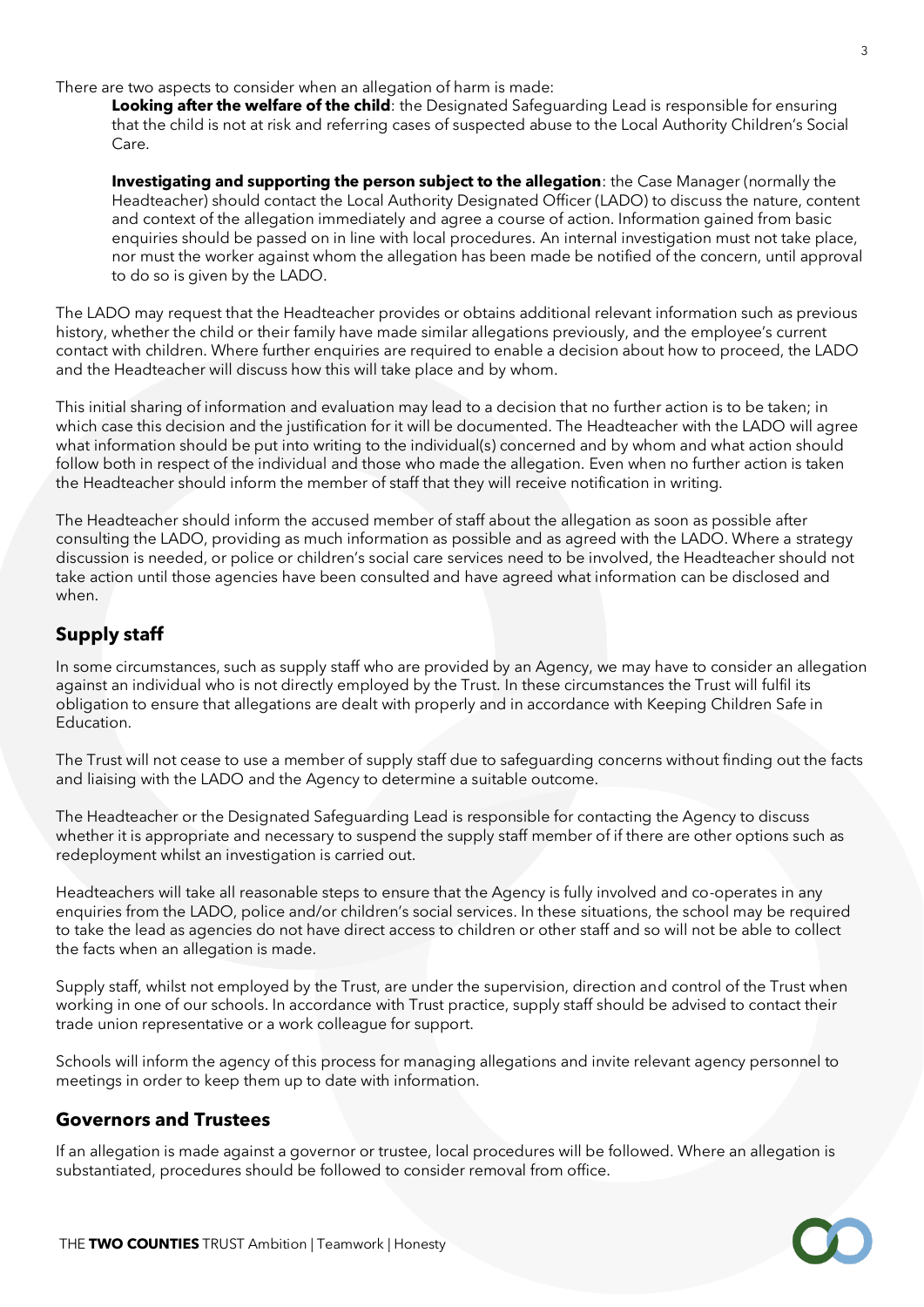There are two aspects to consider when an allegation of harm is made:

**Looking after the welfare of the child**: the Designated Safeguarding Lead is responsible for ensuring that the child is not at risk and referring cases of suspected abuse to the Local Authority Children's Social Care.

**Investigating and supporting the person subject to the allegation**: the Case Manager (normally the Headteacher) should contact the Local Authority Designated Officer (LADO) to discuss the nature, content and context of the allegation immediately and agree a course of action. Information gained from basic enquiries should be passed on in line with local procedures. An internal investigation must not take place, nor must the worker against whom the allegation has been made be notified of the concern, until approval to do so is given by the LADO.

The LADO may request that the Headteacher provides or obtains additional relevant information such as previous history, whether the child or their family have made similar allegations previously, and the employee's current contact with children. Where further enquiries are required to enable a decision about how to proceed, the LADO and the Headteacher will discuss how this will take place and by whom.

This initial sharing of information and evaluation may lead to a decision that no further action is to be taken; in which case this decision and the justification for it will be documented. The Headteacher with the LADO will agree what information should be put into writing to the individual(s) concerned and by whom and what action should follow both in respect of the individual and those who made the allegation. Even when no further action is taken the Headteacher should inform the member of staff that they will receive notification in writing.

The Headteacher should inform the accused member of staff about the allegation as soon as possible after consulting the LADO, providing as much information as possible and as agreed with the LADO. Where a strategy discussion is needed, or police or children's social care services need to be involved, the Headteacher should not take action until those agencies have been consulted and have agreed what information can be disclosed and when.

## Supply staff

In some circumstances, such as supply staff who are provided by an Agency, we may have to consider an allegation against an individual who is not directly employed by the Trust. In these circumstances the Trust will fulfil its obligation to ensure that allegations are dealt with properly and in accordance with Keeping Children Safe in Education.

The Trust will not cease to use a member of supply staff due to safeguarding concerns without finding out the facts and liaising with the LADO and the Agency to determine a suitable outcome.

The Headteacher or the Designated Safeguarding Lead is responsible for contacting the Agency to discuss whether it is appropriate and necessary to suspend the supply staff member of if there are other options such as redeployment whilst an investigation is carried out.

Headteachers will take all reasonable steps to ensure that the Agency is fully involved and co-operates in any enquiries from the LADO, police and/or children's social services. In these situations, the school may be required to take the lead as agencies do not have direct access to children or other staff and so will not be able to collect the facts when an allegation is made.

Supply staff, whilst not employed by the Trust, are under the supervision, direction and control of the Trust when working in one of our schools. In accordance with Trust practice, supply staff should be advised to contact their trade union representative or a work colleague for support.

Schools will inform the agency of this process for managing allegations and invite relevant agency personnel to meetings in order to keep them up to date with information.

## Governors and Trustees

If an allegation is made against a governor or trustee, local procedures will be followed. Where an allegation is substantiated, procedures should be followed to consider removal from office.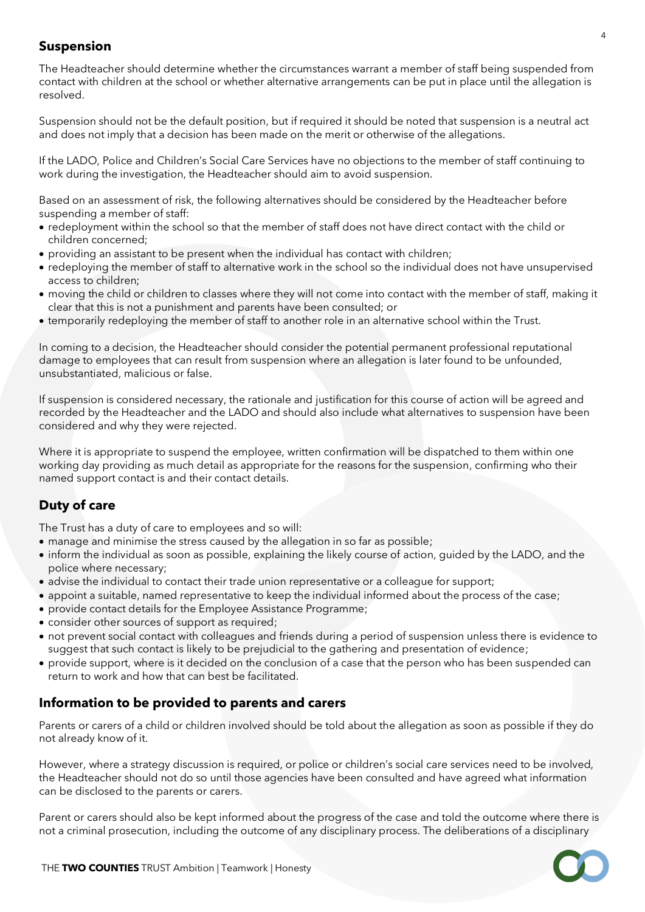## Suspension

The Headteacher should determine whether the circumstances warrant a member of staff being suspended from contact with children at the school or whether alternative arrangements can be put in place until the allegation is resolved.

Suspension should not be the default position, but if required it should be noted that suspension is a neutral act and does not imply that a decision has been made on the merit or otherwise of the allegations.

If the LADO, Police and Children's Social Care Services have no objections to the member of staff continuing to work during the investigation, the Headteacher should aim to avoid suspension.

Based on an assessment of risk, the following alternatives should be considered by the Headteacher before suspending a member of staff:

- redeployment within the school so that the member of staff does not have direct contact with the child or children concerned;
- providing an assistant to be present when the individual has contact with children;
- redeploying the member of staff to alternative work in the school so the individual does not have unsupervised access to children;
- moving the child or children to classes where they will not come into contact with the member of staff, making it clear that this is not a punishment and parents have been consulted; or
- temporarily redeploying the member of staff to another role in an alternative school within the Trust.

In coming to a decision, the Headteacher should consider the potential permanent professional reputational damage to employees that can result from suspension where an allegation is later found to be unfounded, unsubstantiated, malicious or false.

If suspension is considered necessary, the rationale and justification for this course of action will be agreed and recorded by the Headteacher and the LADO and should also include what alternatives to suspension have been considered and why they were rejected.

Where it is appropriate to suspend the employee, written confirmation will be dispatched to them within one working day providing as much detail as appropriate for the reasons for the suspension, confirming who their named support contact is and their contact details.

## Duty of care

The Trust has a duty of care to employees and so will:

- manage and minimise the stress caused by the allegation in so far as possible;
- inform the individual as soon as possible, explaining the likely course of action, guided by the LADO, and the police where necessary;
- advise the individual to contact their trade union representative or a colleague for support;
- appoint a suitable, named representative to keep the individual informed about the process of the case;
- provide contact details for the Employee Assistance Programme;
- consider other sources of support as required;
- not prevent social contact with colleagues and friends during a period of suspension unless there is evidence to suggest that such contact is likely to be prejudicial to the gathering and presentation of evidence;
- provide support, where is it decided on the conclusion of a case that the person who has been suspended can return to work and how that can best be facilitated.

## Information to be provided to parents and carers

Parents or carers of a child or children involved should be told about the allegation as soon as possible if they do not already know of it.

However, where a strategy discussion is required, or police or children's social care services need to be involved, the Headteacher should not do so until those agencies have been consulted and have agreed what information can be disclosed to the parents or carers.

Parent or carers should also be kept informed about the progress of the case and told the outcome where there is not a criminal prosecution, including the outcome of any disciplinary process. The deliberations of a disciplinary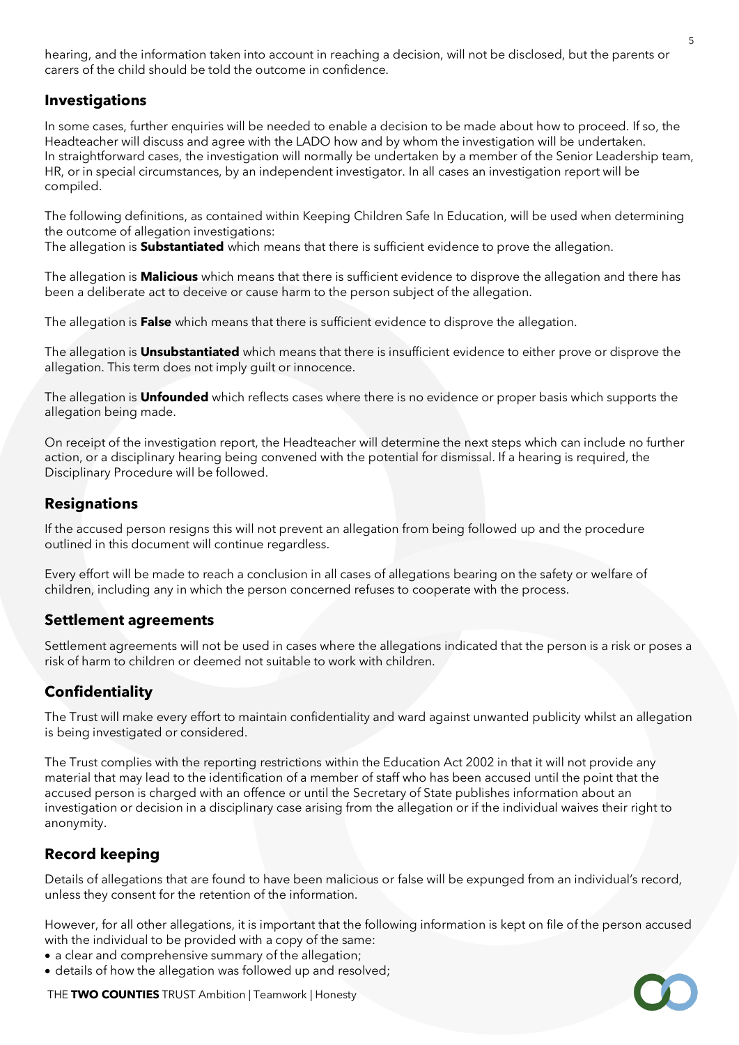hearing, and the information taken into account in reaching a decision, will not be disclosed, but the parents or carers of the child should be told the outcome in confidence.

## Investigations

In some cases, further enquiries will be needed to enable a decision to be made about how to proceed. If so, the Headteacher will discuss and agree with the LADO how and by whom the investigation will be undertaken. In straightforward cases, the investigation will normally be undertaken by a member of the Senior Leadership team, HR, or in special circumstances, by an independent investigator. In all cases an investigation report will be compiled.

The following definitions, as contained within Keeping Children Safe In Education, will be used when determining the outcome of allegation investigations:
The allegation is **Substantiated** which means that there is sufficient evidence to prove the allegation.

The allegation is **Malicious** which means that there is sufficient evidence to disprove the allegation and there has been a deliberate act to deceive or cause harm to the person subject of the allegation.

The allegation is **False** which means that there is sufficient evidence to disprove the allegation.

The allegation is **Unsubstantiated** which means that there is insufficient evidence to either prove or disprove the allegation. This term does not imply guilt or innocence.

The allegation is **Unfounded** which reflects cases where there is no evidence or proper basis which supports the allegation being made.

On receipt of the investigation report, the Headteacher will determine the next steps which can include no further action, or a disciplinary hearing being convened with the potential for dismissal. If a hearing is required, the Disciplinary Procedure will be followed.

## Resignations

If the accused person resigns this will not prevent an allegation from being followed up and the procedure outlined in this document will continue regardless.

Every effort will be made to reach a conclusion in all cases of allegations bearing on the safety or welfare of children, including any in which the person concerned refuses to cooperate with the process.

## Settlement agreements

Settlement agreements will not be used in cases where the allegations indicated that the person is a risk or poses a risk of harm to children or deemed not suitable to work with children.

## Confidentiality

The Trust will make every effort to maintain confidentiality and ward against unwanted publicity whilst an allegation is being investigated or considered.

The Trust complies with the reporting restrictions within the Education Act 2002 in that it will not provide any material that may lead to the identification of a member of staff who has been accused until the point that the accused person is charged with an offence or until the Secretary of State publishes information about an investigation or decision in a disciplinary case arising from the allegation or if the individual waives their right to anonymity.

## Record keeping

Details of allegations that are found to have been malicious or false will be expunged from an individual's record, unless they consent for the retention of the information.

However, for all other allegations, it is important that the following information is kept on file of the person accused with the individual to be provided with a copy of the same:

- a clear and comprehensive summary of the allegation;
- details of how the allegation was followed up and resolved;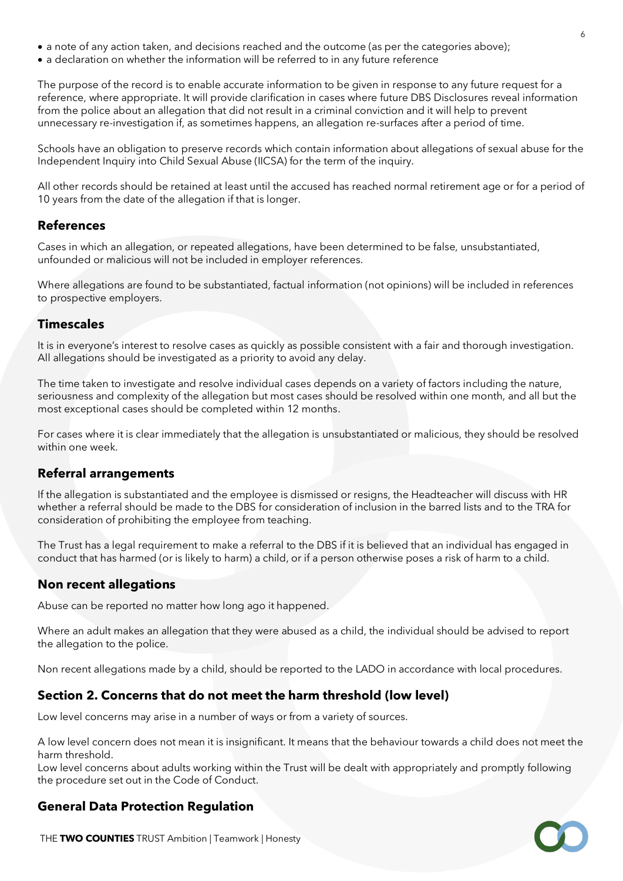- a note of any action taken, and decisions reached and the outcome (as per the categories above);
- a declaration on whether the information will be referred to in any future reference

The purpose of the record is to enable accurate information to be given in response to any future request for a reference, where appropriate. It will provide clarification in cases where future DBS Disclosures reveal information from the police about an allegation that did not result in a criminal conviction and it will help to prevent unnecessary re-investigation if, as sometimes happens, an allegation re-surfaces after a period of time.

Schools have an obligation to preserve records which contain information about allegations of sexual abuse for the Independent Inquiry into Child Sexual Abuse (IICSA) for the term of the inquiry.

All other records should be retained at least until the accused has reached normal retirement age or for a period of 10 years from the date of the allegation if that is longer.

### References

Cases in which an allegation, or repeated allegations, have been determined to be false, unsubstantiated, unfounded or malicious will not be included in employer references.

Where allegations are found to be substantiated, factual information (not opinions) will be included in references to prospective employers.

### Timescales

It is in everyone's interest to resolve cases as quickly as possible consistent with a fair and thorough investigation. All allegations should be investigated as a priority to avoid any delay.

The time taken to investigate and resolve individual cases depends on a variety of factors including the nature, seriousness and complexity of the allegation but most cases should be resolved within one month, and all but the most exceptional cases should be completed within 12 months.

For cases where it is clear immediately that the allegation is unsubstantiated or malicious, they should be resolved within one week.

### Referral arrangements

If the allegation is substantiated and the employee is dismissed or resigns, the Headteacher will discuss with HR whether a referral should be made to the DBS for consideration of inclusion in the barred lists and to the TRA for consideration of prohibiting the employee from teaching.

The Trust has a legal requirement to make a referral to the DBS if it is believed that an individual has engaged in conduct that has harmed (or is likely to harm) a child, or if a person otherwise poses a risk of harm to a child.

### Non recent allegations

Abuse can be reported no matter how long ago it happened.

Where an adult makes an allegation that they were abused as a child, the individual should be advised to report the allegation to the police.

Non recent allegations made by a child, should be reported to the LADO in accordance with local procedures.

## Section 2. Concerns that do not meet the harm threshold (low level)

Low level concerns may arise in a number of ways or from a variety of sources.

A low level concern does not mean it is insignificant. It means that the behaviour towards a child does not meet the harm threshold.
Low level concerns about adults working within the Trust will be dealt with appropriately and promptly following the procedure set out in the Code of Conduct.

### General Data Protection Regulation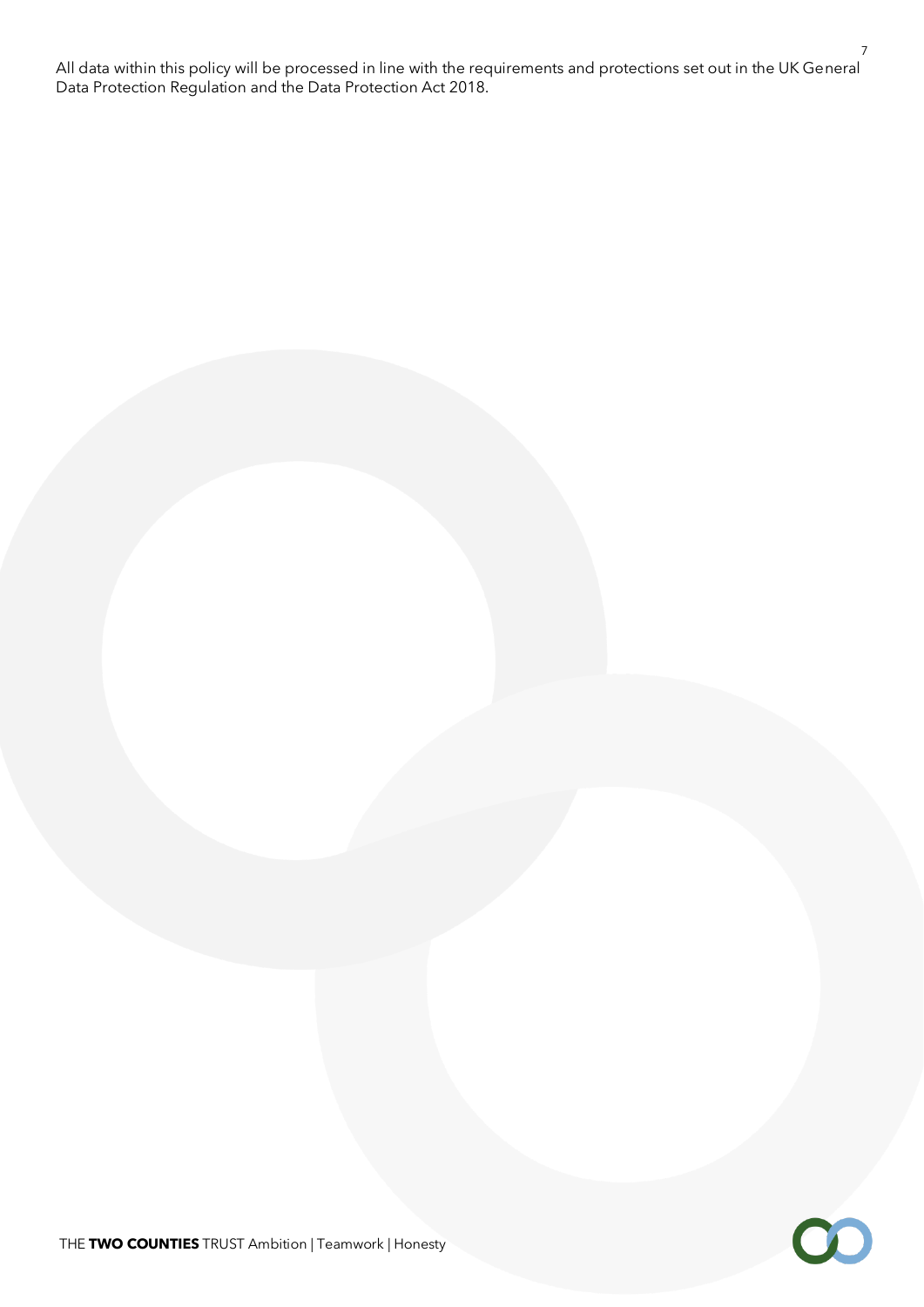All data within this policy will be processed in line with the requirements and protections set out in the UK General Data Protection Regulation and the Data Protection Act 2018.